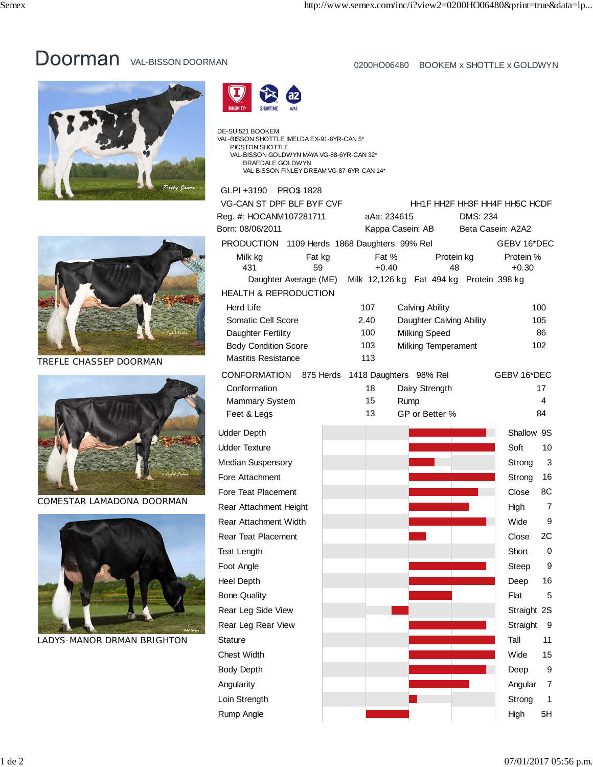# Doorman

VAL-BISSON DOORMAN

0200HO06480 BOOKEM x SHOTTLE x GOLDWYN

IMMUNITY+ SHOWTIME A2A2

DE-SU 521 BOOKEM
VAL-BISSON SHOTTLE IMELDA EX-91-6YR-CAN 5*
PICSTON SHOTTLE
VAL-BISSON GOLDWYN MAYA VG-88-6YR-CAN 32*
BRAEDALE GOLDWYN
VAL-BISSON FINLEY DREAM VG-87-6YR-CAN 14*

GLPI +3190 PRO$ 1828

VG-CAN ST DPF BLF BYF CVF HH1F HH2F HH3F HH4F HH5C HCDF

Reg. #: HOCANM107281711 aAa: 234615 DMS: 234

Born: 08/06/2011 Kappa Casein: AB Beta Casein: A2A2

## PRODUCTION

1109 Herds 1868 Daughters 99% Rel GEBV 16*DEC

| Milk kg | Fat kg | Fat % | Protein kg | Protein % |
|---|---|---|---|---|
| 431 | 59 | +0.40 | 48 | +0.30 |

Daughter Average (ME) Milk 12,126 kg Fat 494 kg Protein 398 kg

## HEALTH & REPRODUCTION

| Trait | Value | Trait | Value |
|---|---|---|---|
| Herd Life | 107 | Calving Ability | 100 |
| Somatic Cell Score | 2.40 | Daughter Calving Ability | 105 |
| Daughter Fertility | 100 | Milking Speed | 86 |
| Body Condition Score | 103 | Milking Temperament | 102 |
| Mastitis Resistance | 113 | | |

## CONFORMATION

875 Herds 1418 Daughters 98% Rel GEBV 16*DEC

| Trait | Value | Trait | Value |
|---|---|---|---|
| Conformation | 18 | Dairy Strength | 17 |
| Mammary System | 15 | Rump | 4 |
| Feet & Legs | 13 | GP or Better % | 84 |

| Trait | Direction | Value |
|---|---|---|
| Udder Depth | Shallow | 9S |
| Udder Texture | Soft | 10 |
| Median Suspensory | Strong | 3 |
| Fore Attachment | Strong | 16 |
| Fore Teat Placement | Close | 8C |
| Rear Attachment Height | High | 7 |
| Rear Attachment Width | Wide | 9 |
| Rear Teat Placement | Close | 2C |
| Teat Length | Short | 0 |
| Foot Angle | Steep | 9 |
| Heel Depth | Deep | 16 |
| Bone Quality | Flat | 5 |
| Rear Leg Side View | Straight | 2S |
| Rear Leg Rear View | Straight | 9 |
| Stature | Tall | 11 |
| Chest Width | Wide | 15 |
| Body Depth | Deep | 9 |
| Angularity | Angular | 7 |
| Loin Strength | Strong | 1 |
| Rump Angle | High | 5H |

TREFLE CHASSEP DOORMAN

COMESTAR LAMADONA DOORMAN

LADYS-MANOR DRMAN BRIGHTON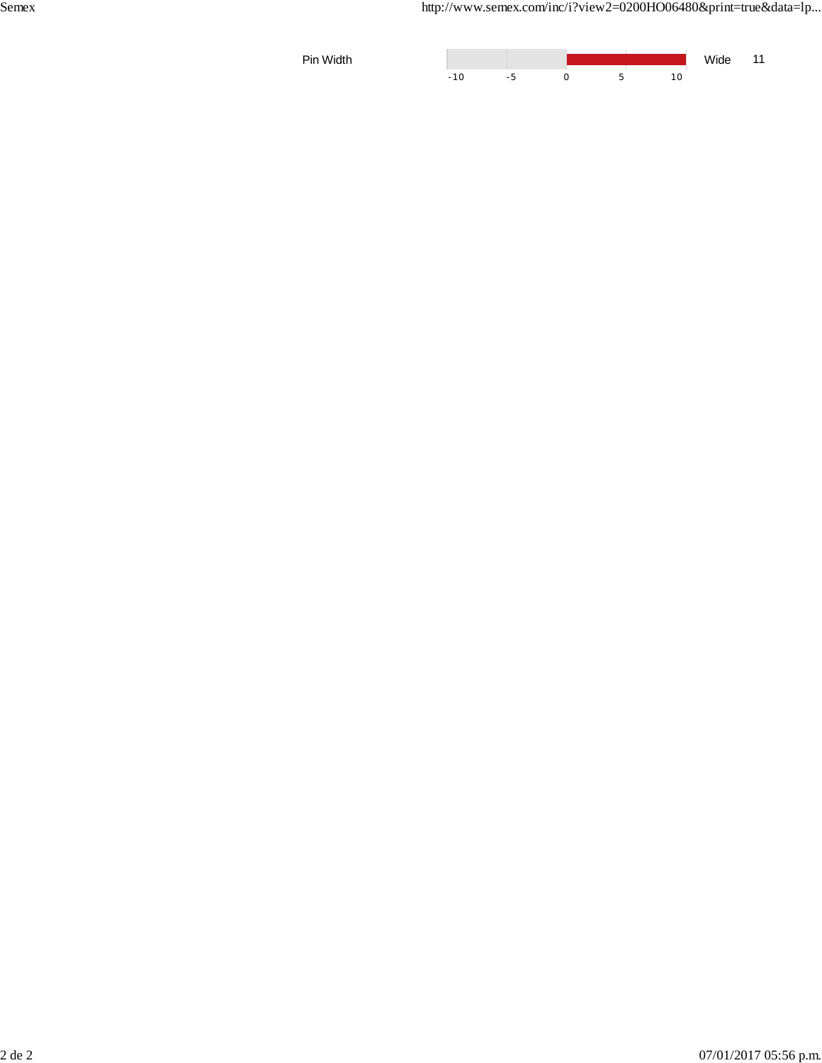Pin Width

-10 -5 0 5 10

Wide 11